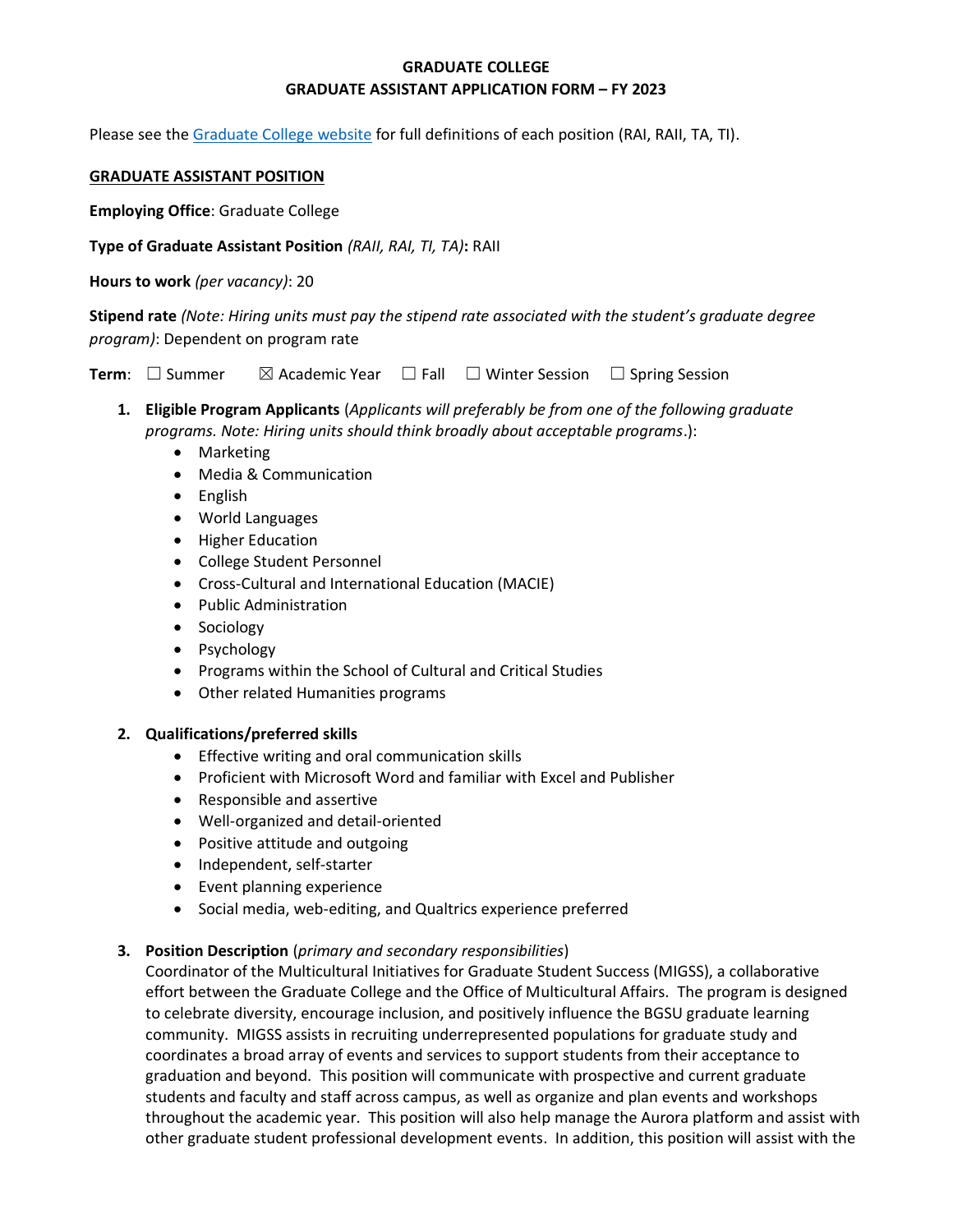**GRADUATE COLLEGE**
**GRADUATE ASSISTANT APPLICATION FORM – FY 2023**

Please see the [Graduate College website]() for full definitions of each position (RAI, RAII, TA, TI).

**GRADUATE ASSISTANT POSITION**

**Employing Office**: Graduate College

**Type of Graduate Assistant Position** *(RAII, RAI, TI, TA)***:** RAII

**Hours to work** *(per vacancy)*: 20

**Stipend rate** *(Note: Hiring units must pay the stipend rate associated with the student's graduate degree program)*: Dependent on program rate

**Term**: ☐ Summer ☒ Academic Year ☐ Fall ☐ Winter Session ☐ Spring Session

1. **Eligible Program Applicants** (*Applicants will preferably be from one of the following graduate programs. Note: Hiring units should think broadly about acceptable programs*.):
   - Marketing
   - Media & Communication
   - English
   - World Languages
   - Higher Education
   - College Student Personnel
   - Cross-Cultural and International Education (MACIE)
   - Public Administration
   - Sociology
   - Psychology
   - Programs within the School of Cultural and Critical Studies
   - Other related Humanities programs

2. **Qualifications/preferred skills**
   - Effective writing and oral communication skills
   - Proficient with Microsoft Word and familiar with Excel and Publisher
   - Responsible and assertive
   - Well-organized and detail-oriented
   - Positive attitude and outgoing
   - Independent, self-starter
   - Event planning experience
   - Social media, web-editing, and Qualtrics experience preferred

3. **Position Description** (*primary and secondary responsibilities*)
   Coordinator of the Multicultural Initiatives for Graduate Student Success (MIGSS), a collaborative effort between the Graduate College and the Office of Multicultural Affairs. The program is designed to celebrate diversity, encourage inclusion, and positively influence the BGSU graduate learning community. MIGSS assists in recruiting underrepresented populations for graduate study and coordinates a broad array of events and services to support students from their acceptance to graduation and beyond. This position will communicate with prospective and current graduate students and faculty and staff across campus, as well as organize and plan events and workshops throughout the academic year. This position will also help manage the Aurora platform and assist with other graduate student professional development events. In addition, this position will assist with the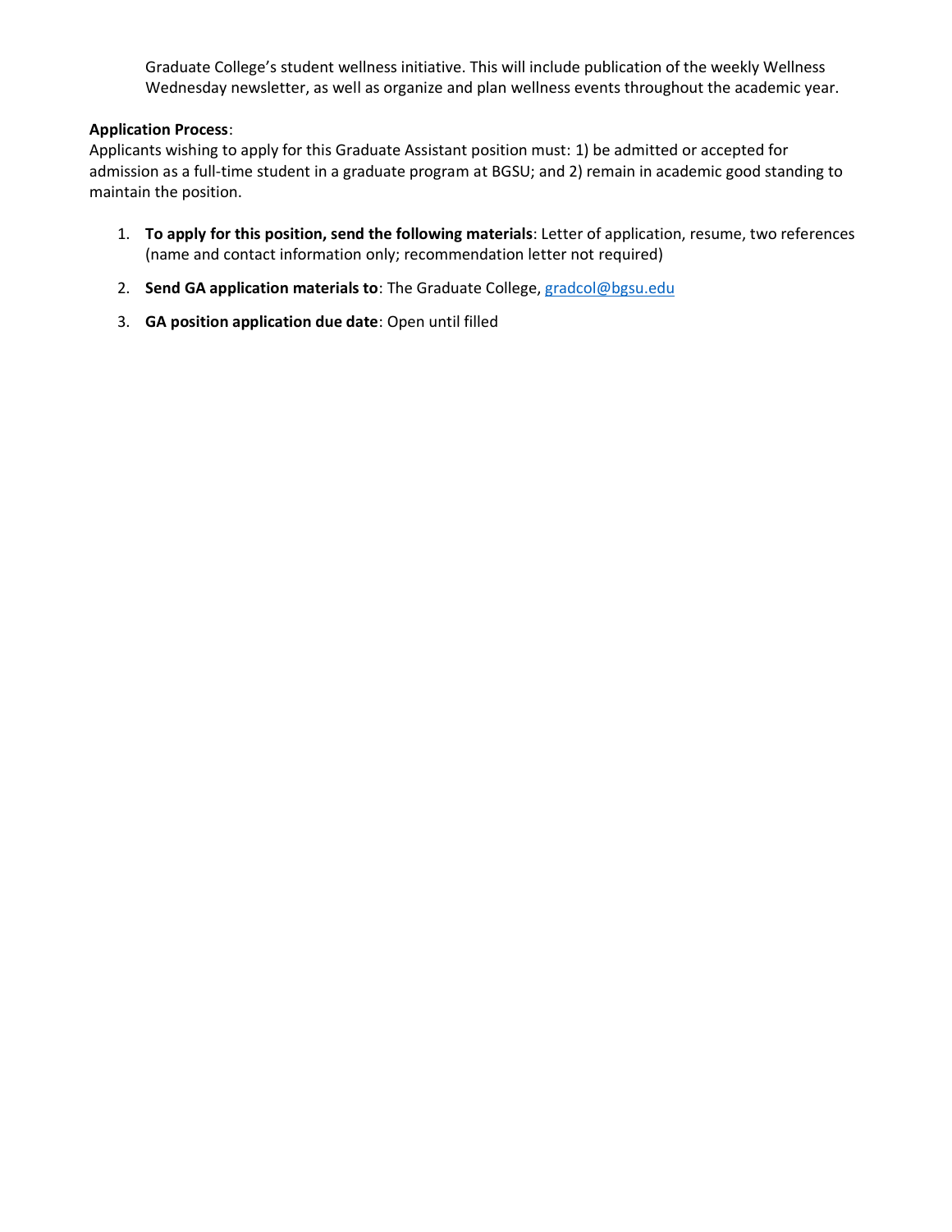Graduate College's student wellness initiative. This will include publication of the weekly Wellness Wednesday newsletter, as well as organize and plan wellness events throughout the academic year.

**Application Process**:
Applicants wishing to apply for this Graduate Assistant position must: 1) be admitted or accepted for admission as a full-time student in a graduate program at BGSU; and 2) remain in academic good standing to maintain the position.

1. **To apply for this position, send the following materials**: Letter of application, resume, two references (name and contact information only; recommendation letter not required)
2. **Send GA application materials to**: The Graduate College, gradcol@bgsu.edu
3. **GA position application due date**: Open until filled